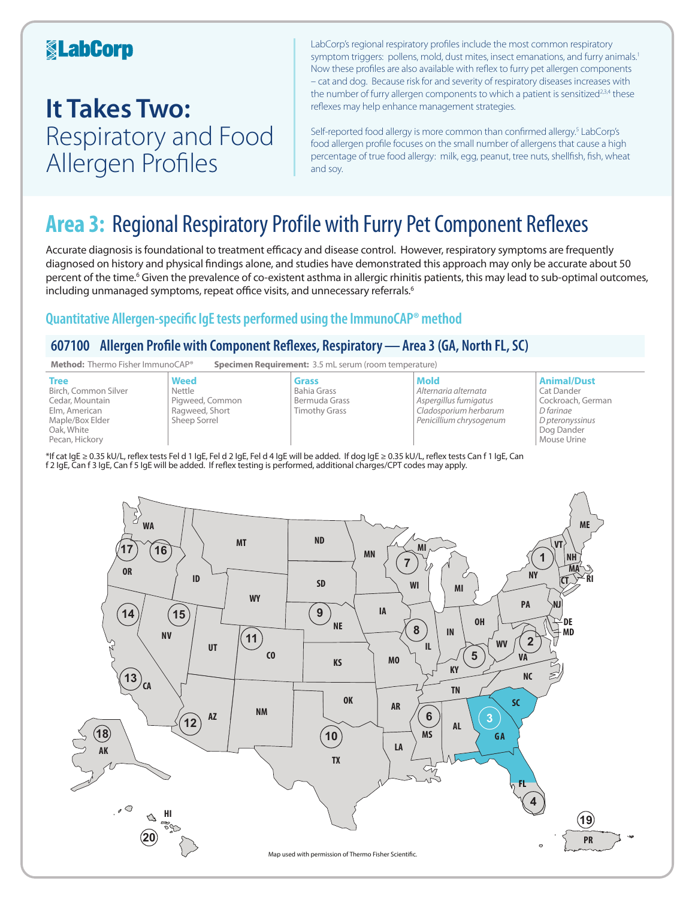LabCorp

# It Takes Two: Respiratory and Food Allergen Profiles

LabCorp's regional respiratory profiles include the most common respiratory symptom triggers: pollens, mold, dust mites, insect emanations, and furry animals.[1] Now these profiles are also available with reflex to furry pet allergen components – cat and dog. Because risk for and severity of respiratory diseases increases with the number of furry allergen components to which a patient is sensitized[2,3,4] these reflexes may help enhance management strategies.

Self-reported food allergy is more common than confirmed allergy.[5] LabCorp's food allergen profile focuses on the small number of allergens that cause a high percentage of true food allergy: milk, egg, peanut, tree nuts, shellfish, fish, wheat and soy.

## Area 3: Regional Respiratory Profile with Furry Pet Component Reflexes

Accurate diagnosis is foundational to treatment efficacy and disease control. However, respiratory symptoms are frequently diagnosed on history and physical findings alone, and studies have demonstrated this approach may only be accurate about 50 percent of the time.[6] Given the prevalence of co-existent asthma in allergic rhinitis patients, this may lead to sub-optimal outcomes, including unmanaged symptoms, repeat office visits, and unnecessary referrals.[6]

### Quantitative Allergen-specific IgE tests performed using the ImmunoCAP® method

#### 607100 Allergen Profile with Component Reflexes, Respiratory — Area 3 (GA, North FL, SC)

**Method:** Thermo Fisher ImmunoCAP® **Specimen Requirement:** 3.5 mL serum (room temperature)

| Tree | Weed | Grass | Mold | Animal/Dust |
|---|---|---|---|---|
| Birch, Common Silver | Nettle | Bahia Grass | *Alternaria alternata* | Cat Dander |
| Cedar, Mountain | Pigweed, Common | Bermuda Grass | *Aspergillus fumigatus* | Cockroach, German |
| Elm, American | Ragweed, Short | Timothy Grass | *Cladosporium herbarum* | *D farinae* |
| Maple/Box Elder | Sheep Sorrel | | *Penicillium chrysogenum* | *D pteronyssinus* |
| Oak, White | | | | Dog Dander |
| Pecan, Hickory | | | | Mouse Urine |

*If cat IgE ≥ 0.35 kU/L, reflex tests Fel d 1 IgE, Fel d 2 IgE, Fel d 4 IgE will be added. If dog IgE ≥ 0.35 kU/L, reflex tests Can f 1 IgE, Can f 2 IgE, Can f 3 IgE, Can f 5 IgE will be added. If reflex testing is performed, additional charges/CPT codes may apply.

Map used with permission of Thermo Fisher Scientific.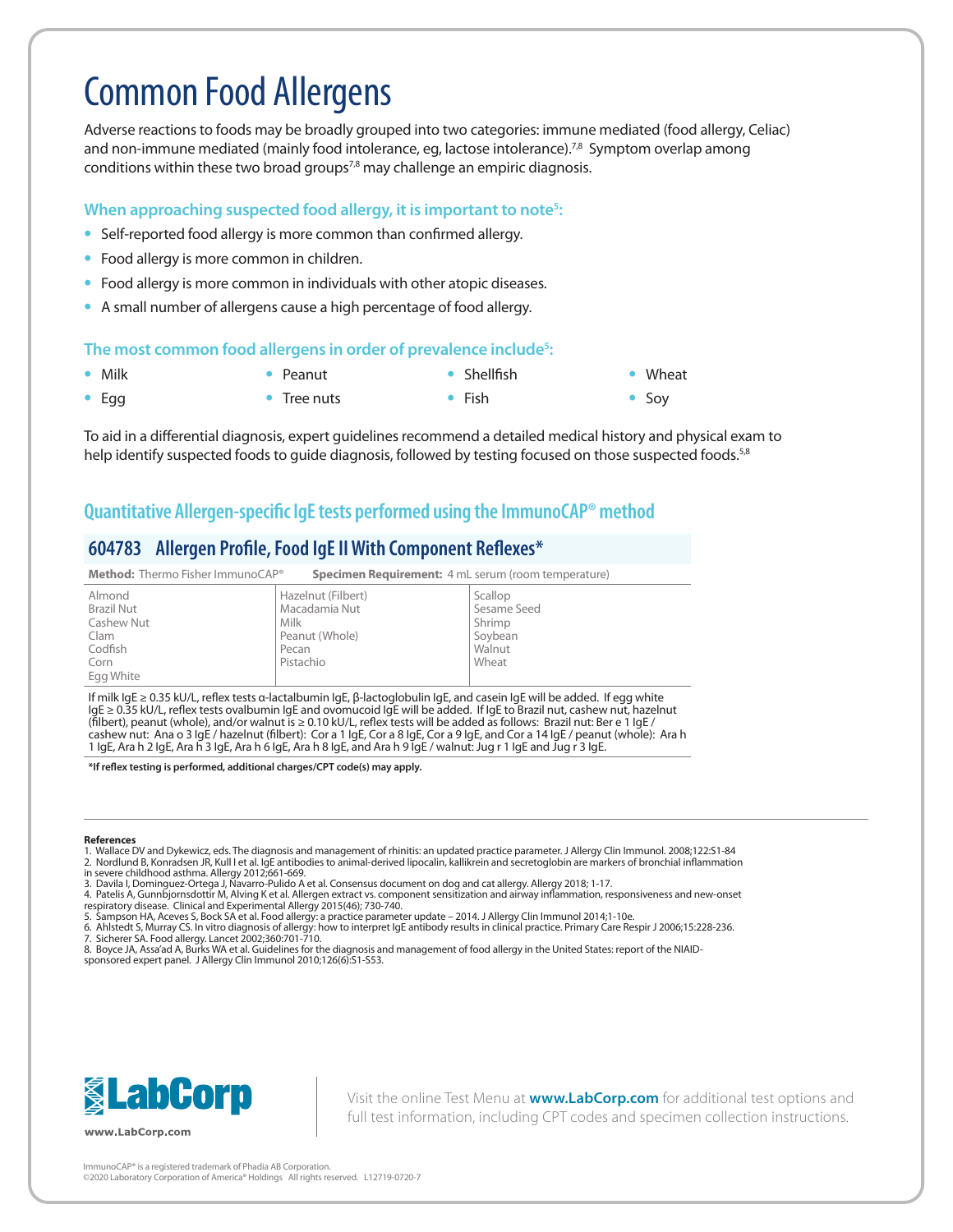# Common Food Allergens

Adverse reactions to foods may be broadly grouped into two categories: immune mediated (food allergy, Celiac) and non-immune mediated (mainly food intolerance, eg, lactose intolerance).[7,8] Symptom overlap among conditions within these two broad groups[7,8] may challenge an empiric diagnosis.

### When approaching suspected food allergy, it is important to note[5]:

- Self-reported food allergy is more common than confirmed allergy.
- Food allergy is more common in children.
- Food allergy is more common in individuals with other atopic diseases.
- A small number of allergens cause a high percentage of food allergy.

### The most common food allergens in order of prevalence include[5]:

- Milk
- Egg
- Peanut
- Tree nuts
- Shellfish
- Fish
- Wheat
- Soy

To aid in a differential diagnosis, expert guidelines recommend a detailed medical history and physical exam to help identify suspected foods to guide diagnosis, followed by testing focused on those suspected foods.[5,8]

## Quantitative Allergen-specific IgE tests performed using the ImmunoCAP® method

### 604783 Allergen Profile, Food IgE II With Component Reflexes*

**Method:** Thermo Fisher ImmunoCAP® **Specimen Requirement:** 4 mL serum (room temperature)

| | | |
|---|---|---|
| Almond | Hazelnut (Filbert) | Scallop |
| Brazil Nut | Macadamia Nut | Sesame Seed |
| Cashew Nut | Milk | Shrimp |
| Clam | Peanut (Whole) | Soybean |
| Codfish | Pecan | Walnut |
| Corn | Pistachio | Wheat |
| Egg White | | |

If milk IgE ≥ 0.35 kU/L, reflex tests α-lactalbumin IgE, β-lactoglobulin IgE, and casein IgE will be added. If egg white IgE ≥ 0.35 kU/L, reflex tests ovalbumin IgE and ovomucoid IgE will be added. If IgE to Brazil nut, cashew nut, hazelnut (filbert), peanut (whole), and/or walnut is ≥ 0.10 kU/L, reflex tests will be added as follows: Brazil nut: Ber e 1 IgE / cashew nut: Ana o 3 IgE / hazelnut (filbert): Cor a 1 IgE, Cor a 8 IgE, Cor a 9 IgE, and Cor a 14 IgE / peanut (whole): Ara h 1 IgE, Ara h 2 IgE, Ara h 3 IgE, Ara h 6 IgE, Ara h 8 IgE, and Ara h 9 IgE / walnut: Jug r 1 IgE and Jug r 3 IgE.

**\*If reflex testing is performed, additional charges/CPT code(s) may apply.**

**References**

1. Wallace DV and Dykewicz, eds. The diagnosis and management of rhinitis: an updated practice parameter. J Allergy Clin Immunol. 2008;122:S1-84
2. Nordlund B, Konradsen JR, Kull I et al. IgE antibodies to animal-derived lipocalin, kallikrein and secretoglobin are markers of bronchial inflammation in severe childhood asthma. Allergy 2012;661-669.
3. Davila I, Dominguez-Ortega J, Navarro-Pulido A et al. Consensus document on dog and cat allergy. Allergy 2018; 1-17.
4. Patelis A, Gunnbjornsdottir M, Alving K et al. Allergen extract vs. component sensitization and airway inflammation, responsiveness and new-onset respiratory disease. Clinical and Experimental Allergy 2015(46); 730-740.
5. Sampson HA, Aceves S, Bock SA et al. Food allergy: a practice parameter update – 2014. J Allergy Clin Immunol 2014;1-10e.
6. Ahlstedt S, Murray CS. In vitro diagnosis of allergy: how to interpret IgE antibody results in clinical practice. Primary Care Respir J 2006;15:228-236.
7. Sicherer SA. Food allergy. Lancet 2002;360:701-710.
8. Boyce JA, Assa'ad A, Burks WA et al. Guidelines for the diagnosis and management of food allergy in the United States: report of the NIAID-sponsored expert panel. J Allergy Clin Immunol 2010;126(6):S1-S53.

LabCorp

www.LabCorp.com

Visit the online Test Menu at **www.LabCorp.com** for additional test options and full test information, including CPT codes and specimen collection instructions.

ImmunoCAP® is a registered trademark of Phadia AB Corporation.
©2020 Laboratory Corporation of America® Holdings All rights reserved. L12719-0720-7